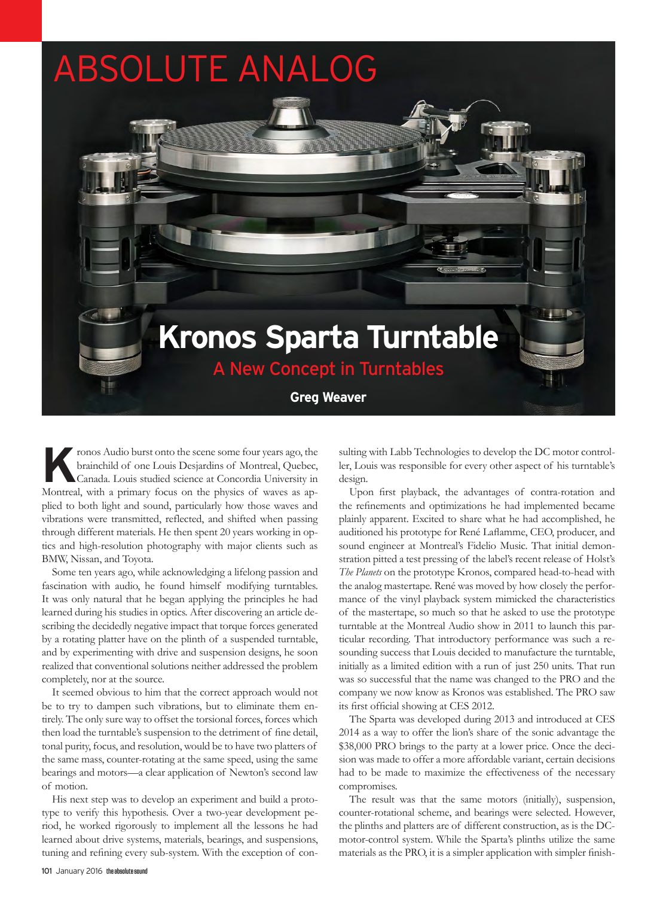# ABSOLUTE ANALOG

# Kronos Sparta Turntable

## A New Concept in Turntables

**Greg Weaver**

Kronos Audio burst onto the scene some four years ago, the brainchild of one Louis Desjardins of Montreal, Quebec, Canada. Louis studied science at Concordia University in Montreal, with a primary focus on the physics of waves as applied to both light and sound, particularly how those waves and vibrations were transmitted, reflected, and shifted when passing through different materials. He then spent 20 years working in optics and high-resolution photography with major clients such as BMW, Nissan, and Toyota.

Some ten years ago, while acknowledging a lifelong passion and fascination with audio, he found himself modifying turntables. It was only natural that he began applying the principles he had learned during his studies in optics. After discovering an article describing the decidedly negative impact that torque forces generated by a rotating platter have on the plinth of a suspended turntable, and by experimenting with drive and suspension designs, he soon realized that conventional solutions neither addressed the problem completely, nor at the source.

It seemed obvious to him that the correct approach would not be to try to dampen such vibrations, but to eliminate them entirely. The only sure way to offset the torsional forces, forces which then load the turntable's suspension to the detriment of fine detail, tonal purity, focus, and resolution, would be to have two platters of the same mass, counter-rotating at the same speed, using the same bearings and motors—a clear application of Newton's second law of motion.

His next step was to develop an experiment and build a prototype to verify this hypothesis. Over a two-year development period, he worked rigorously to implement all the lessons he had learned about drive systems, materials, bearings, and suspensions, tuning and refining every sub-system. With the exception of consulting with Labb Technologies to develop the DC motor controller, Louis was responsible for every other aspect of his turntable's design.

Upon first playback, the advantages of contra-rotation and the refinements and optimizations he had implemented became plainly apparent. Excited to share what he had accomplished, he auditioned his prototype for René Laflamme, CEO, producer, and sound engineer at Montreal's Fidelio Music. That initial demonstration pitted a test pressing of the label's recent release of Holst's *The Planets* on the prototype Kronos, compared head-to-head with the analog mastertape. René was moved by how closely the performance of the vinyl playback system mimicked the characteristics of the mastertape, so much so that he asked to use the prototype turntable at the Montreal Audio show in 2011 to launch this particular recording. That introductory performance was such a resounding success that Louis decided to manufacture the turntable, initially as a limited edition with a run of just 250 units. That run was so successful that the name was changed to the PRO and the company we now know as Kronos was established. The PRO saw its first official showing at CES 2012.

The Sparta was developed during 2013 and introduced at CES 2014 as a way to offer the lion's share of the sonic advantage the $38,000 PRO brings to the party at a lower price. Once the decision was made to offer a more affordable variant, certain decisions had to be made to maximize the effectiveness of the necessary compromises.

The result was that the same motors (initially), suspension, counter-rotational scheme, and bearings were selected. However, the plinths and platters are of different construction, as is the DC-motor-control system. While the Sparta's plinths utilize the same materials as the PRO, it is a simpler application with simpler finish-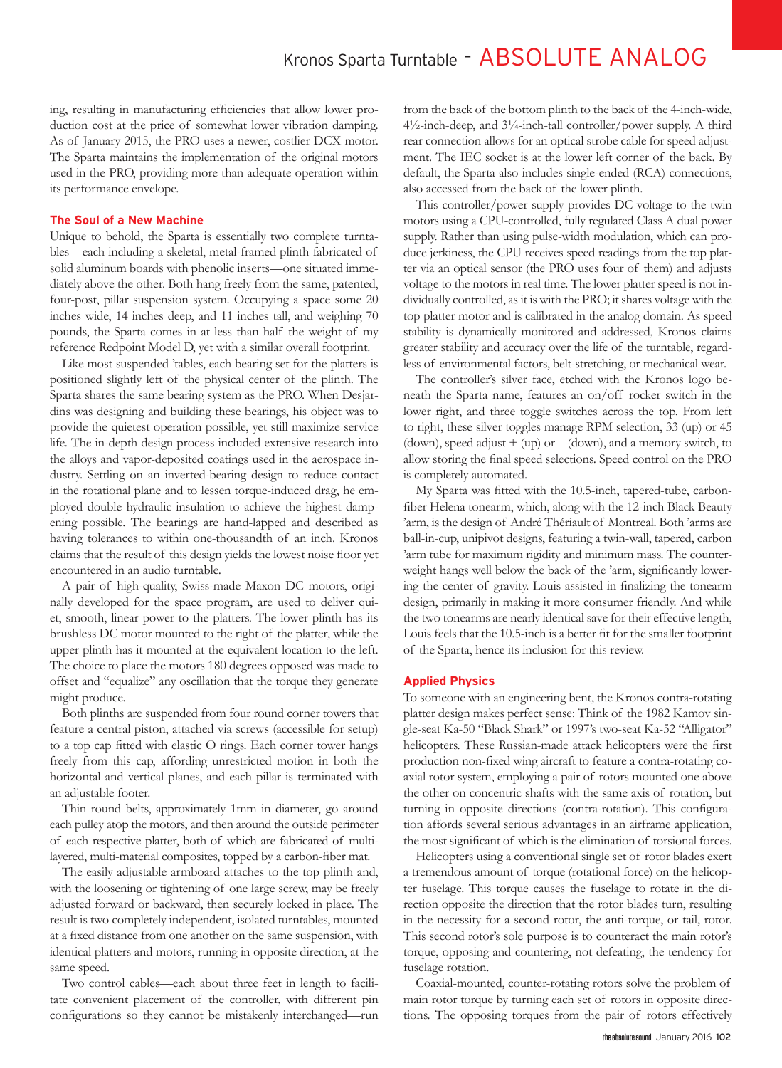ing, resulting in manufacturing efficiencies that allow lower production cost at the price of somewhat lower vibration damping. As of January 2015, the PRO uses a newer, costlier DCX motor. The Sparta maintains the implementation of the original motors used in the PRO, providing more than adequate operation within its performance envelope.

### The Soul of a New Machine

Unique to behold, the Sparta is essentially two complete turntables—each including a skeletal, metal-framed plinth fabricated of solid aluminum boards with phenolic inserts—one situated immediately above the other. Both hang freely from the same, patented, four-post, pillar suspension system. Occupying a space some 20 inches wide, 14 inches deep, and 11 inches tall, and weighing 70 pounds, the Sparta comes in at less than half the weight of my reference Redpoint Model D, yet with a similar overall footprint.

Like most suspended 'tables, each bearing set for the platters is positioned slightly left of the physical center of the plinth. The Sparta shares the same bearing system as the PRO. When Desjardins was designing and building these bearings, his object was to provide the quietest operation possible, yet still maximize service life. The in-depth design process included extensive research into the alloys and vapor-deposited coatings used in the aerospace industry. Settling on an inverted-bearing design to reduce contact in the rotational plane and to lessen torque-induced drag, he employed double hydraulic insulation to achieve the highest dampening possible. The bearings are hand-lapped and described as having tolerances to within one-thousandth of an inch. Kronos claims that the result of this design yields the lowest noise floor yet encountered in an audio turntable.

A pair of high-quality, Swiss-made Maxon DC motors, originally developed for the space program, are used to deliver quiet, smooth, linear power to the platters. The lower plinth has its brushless DC motor mounted to the right of the platter, while the upper plinth has it mounted at the equivalent location to the left. The choice to place the motors 180 degrees opposed was made to offset and "equalize" any oscillation that the torque they generate might produce.

Both plinths are suspended from four round corner towers that feature a central piston, attached via screws (accessible for setup) to a top cap fitted with elastic O rings. Each corner tower hangs freely from this cap, affording unrestricted motion in both the horizontal and vertical planes, and each pillar is terminated with an adjustable footer.

Thin round belts, approximately 1mm in diameter, go around each pulley atop the motors, and then around the outside perimeter of each respective platter, both of which are fabricated of multi-layered, multi-material composites, topped by a carbon-fiber mat.

The easily adjustable armboard attaches to the top plinth and, with the loosening or tightening of one large screw, may be freely adjusted forward or backward, then securely locked in place. The result is two completely independent, isolated turntables, mounted at a fixed distance from one another on the same suspension, with identical platters and motors, running in opposite direction, at the same speed.

Two control cables—each about three feet in length to facilitate convenient placement of the controller, with different pin configurations so they cannot be mistakenly interchanged—run from the back of the bottom plinth to the back of the 4-inch-wide, 4½-inch-deep, and 3¼-inch-tall controller/power supply. A third rear connection allows for an optical strobe cable for speed adjustment. The IEC socket is at the lower left corner of the back. By default, the Sparta also includes single-ended (RCA) connections, also accessed from the back of the lower plinth.

This controller/power supply provides DC voltage to the twin motors using a CPU-controlled, fully regulated Class A dual power supply. Rather than using pulse-width modulation, which can produce jerkiness, the CPU receives speed readings from the top platter via an optical sensor (the PRO uses four of them) and adjusts voltage to the motors in real time. The lower platter speed is not individually controlled, as it is with the PRO; it shares voltage with the top platter motor and is calibrated in the analog domain. As speed stability is dynamically monitored and addressed, Kronos claims greater stability and accuracy over the life of the turntable, regardless of environmental factors, belt-stretching, or mechanical wear.

The controller's silver face, etched with the Kronos logo beneath the Sparta name, features an on/off rocker switch in the lower right, and three toggle switches across the top. From left to right, these silver toggles manage RPM selection, 33 (up) or 45 (down), speed adjust + (up) or – (down), and a memory switch, to allow storing the final speed selections. Speed control on the PRO is completely automated.

My Sparta was fitted with the 10.5-inch, tapered-tube, carbon-fiber Helena tonearm, which, along with the 12-inch Black Beauty 'arm, is the design of André Thériault of Montreal. Both 'arms are ball-in-cup, unipivot designs, featuring a twin-wall, tapered, carbon 'arm tube for maximum rigidity and minimum mass. The counterweight hangs well below the back of the 'arm, significantly lowering the center of gravity. Louis assisted in finalizing the tonearm design, primarily in making it more consumer friendly. And while the two tonearms are nearly identical save for their effective length, Louis feels that the 10.5-inch is a better fit for the smaller footprint of the Sparta, hence its inclusion for this review.

### Applied Physics

To someone with an engineering bent, the Kronos contra-rotating platter design makes perfect sense: Think of the 1982 Kamov single-seat Ka-50 "Black Shark" or 1997's two-seat Ka-52 "Alligator" helicopters. These Russian-made attack helicopters were the first production non-fixed wing aircraft to feature a contra-rotating coaxial rotor system, employing a pair of rotors mounted one above the other on concentric shafts with the same axis of rotation, but turning in opposite directions (contra-rotation). This configuration affords several serious advantages in an airframe application, the most significant of which is the elimination of torsional forces.

Helicopters using a conventional single set of rotor blades exert a tremendous amount of torque (rotational force) on the helicopter fuselage. This torque causes the fuselage to rotate in the direction opposite the direction that the rotor blades turn, resulting in the necessity for a second rotor, the anti-torque, or tail, rotor. This second rotor's sole purpose is to counteract the main rotor's torque, opposing and countering, not defeating, the tendency for fuselage rotation.

Coaxial-mounted, counter-rotating rotors solve the problem of main rotor torque by turning each set of rotors in opposite directions. The opposing torques from the pair of rotors effectively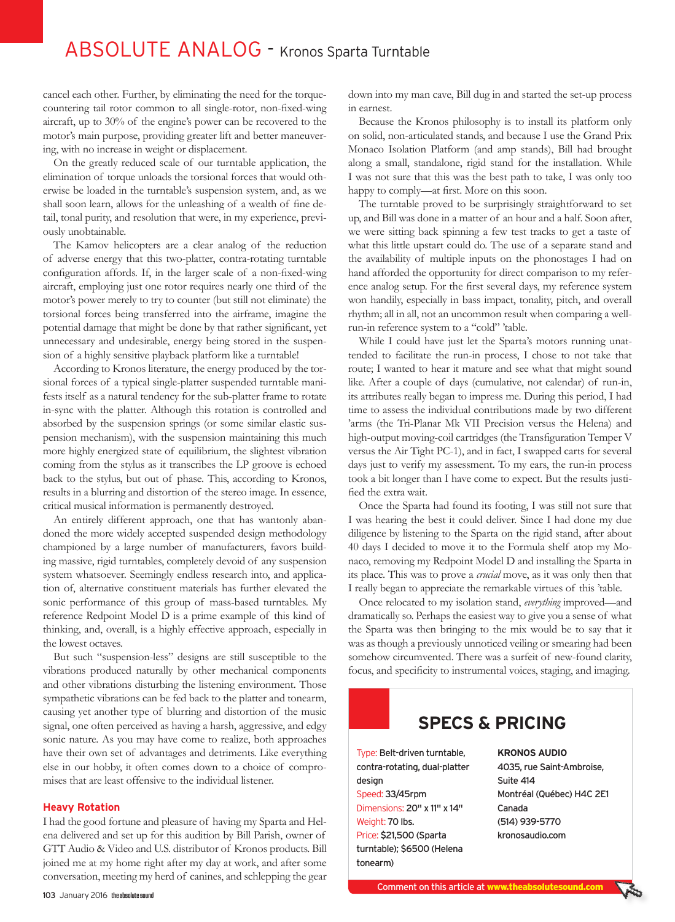cancel each other. Further, by eliminating the need for the torque-countering tail rotor common to all single-rotor, non-fixed-wing aircraft, up to 30% of the engine's power can be recovered to the motor's main purpose, providing greater lift and better maneuvering, with no increase in weight or displacement.

On the greatly reduced scale of our turntable application, the elimination of torque unloads the torsional forces that would otherwise be loaded in the turntable's suspension system, and, as we shall soon learn, allows for the unleashing of a wealth of fine detail, tonal purity, and resolution that were, in my experience, previously unobtainable.

The Kamov helicopters are a clear analog of the reduction of adverse energy that this two-platter, contra-rotating turntable configuration affords. If, in the larger scale of a non-fixed-wing aircraft, employing just one rotor requires nearly one third of the motor's power merely to try to counter (but still not eliminate) the torsional forces being transferred into the airframe, imagine the potential damage that might be done by that rather significant, yet unnecessary and undesirable, energy being stored in the suspension of a highly sensitive playback platform like a turntable!

According to Kronos literature, the energy produced by the torsional forces of a typical single-platter suspended turntable manifests itself as a natural tendency for the sub-platter frame to rotate in-sync with the platter. Although this rotation is controlled and absorbed by the suspension springs (or some similar elastic suspension mechanism), with the suspension maintaining this much more highly energized state of equilibrium, the slightest vibration coming from the stylus as it transcribes the LP groove is echoed back to the stylus, but out of phase. This, according to Kronos, results in a blurring and distortion of the stereo image. In essence, critical musical information is permanently destroyed.

An entirely different approach, one that has wantonly abandoned the more widely accepted suspended design methodology championed by a large number of manufacturers, favors building massive, rigid turntables, completely devoid of any suspension system whatsoever. Seemingly endless research into, and application of, alternative constituent materials has further elevated the sonic performance of this group of mass-based turntables. My reference Redpoint Model D is a prime example of this kind of thinking, and, overall, is a highly effective approach, especially in the lowest octaves.

But such "suspension-less" designs are still susceptible to the vibrations produced naturally by other mechanical components and other vibrations disturbing the listening environment. Those sympathetic vibrations can be fed back to the platter and tonearm, causing yet another type of blurring and distortion of the music signal, one often perceived as having a harsh, aggressive, and edgy sonic nature. As you may have come to realize, both approaches have their own set of advantages and detriments. Like everything else in our hobby, it often comes down to a choice of compromises that are least offensive to the individual listener.

### Heavy Rotation

I had the good fortune and pleasure of having my Sparta and Helena delivered and set up for this audition by Bill Parish, owner of GTT Audio & Video and U.S. distributor of Kronos products. Bill joined me at my home right after my day at work, and after some conversation, meeting my herd of canines, and schlepping the gear down into my man cave, Bill dug in and started the set-up process in earnest.

Because the Kronos philosophy is to install its platform only on solid, non-articulated stands, and because I use the Grand Prix Monaco Isolation Platform (and amp stands), Bill had brought along a small, standalone, rigid stand for the installation. While I was not sure that this was the best path to take, I was only too happy to comply—at first. More on this soon.

The turntable proved to be surprisingly straightforward to set up, and Bill was done in a matter of an hour and a half. Soon after, we were sitting back spinning a few test tracks to get a taste of what this little upstart could do. The use of a separate stand and the availability of multiple inputs on the phonostages I had on hand afforded the opportunity for direct comparison to my reference analog setup. For the first several days, my reference system won handily, especially in bass impact, tonality, pitch, and overall rhythm; all in all, not an uncommon result when comparing a well-run-in reference system to a "cold" 'table.

While I could have just let the Sparta's motors running unattended to facilitate the run-in process, I chose to not take that route; I wanted to hear it mature and see what that might sound like. After a couple of days (cumulative, not calendar) of run-in, its attributes really began to impress me. During this period, I had time to assess the individual contributions made by two different 'arms (the Tri-Planar Mk VII Precision versus the Helena) and high-output moving-coil cartridges (the Transfiguration Temper V versus the Air Tight PC-1), and in fact, I swapped carts for several days just to verify my assessment. To my ears, the run-in process took a bit longer than I have come to expect. But the results justified the extra wait.

Once the Sparta had found its footing, I was still not sure that I was hearing the best it could deliver. Since I had done my due diligence by listening to the Sparta on the rigid stand, after about 40 days I decided to move it to the Formula shelf atop my Monaco, removing my Redpoint Model D and installing the Sparta in its place. This was to prove a *crucial* move, as it was only then that I really began to appreciate the remarkable virtues of this 'table.

Once relocated to my isolation stand, *everything* improved—and dramatically so. Perhaps the easiest way to give you a sense of what the Sparta was then bringing to the mix would be to say that it was as though a previously unnoticed veiling or smearing had been somehow circumvented. There was a surfeit of new-found clarity, focus, and specificity to instrumental voices, staging, and imaging.

## SPECS & PRICING

Type: Belt-driven turntable, contra-rotating, dual-platter design
Speed: 33/45rpm
Dimensions: 20" x 11" x 14"
Weight: 70 lbs.
Price: $21,500 (Sparta turntable); $6500 (Helena tonearm)

**KRONOS AUDIO**
4035, rue Saint-Ambroise,
Suite 414
Montréal (Québec) H4C 2E1
Canada
(514) 939-5770
kronosaudio.com

Comment on this article at www.theabsolutesound.com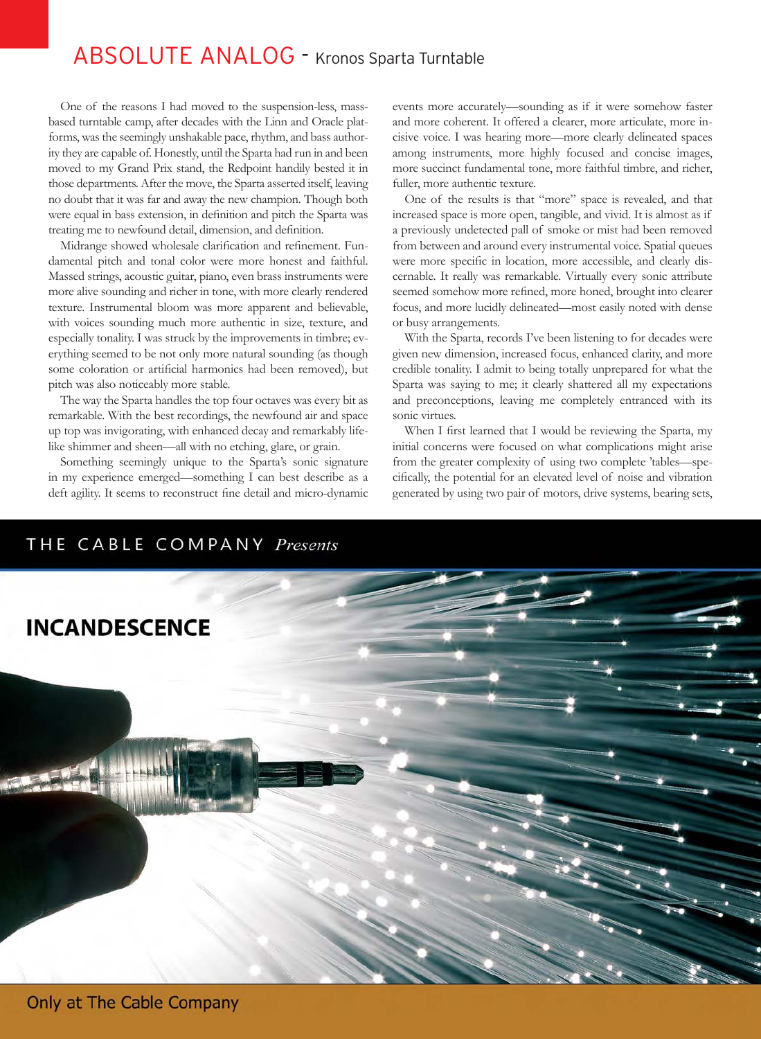One of the reasons I had moved to the suspension-less, mass-based turntable camp, after decades with the Linn and Oracle platforms, was the seemingly unshakable pace, rhythm, and bass authority they are capable of. Honestly, until the Sparta had run in and been moved to my Grand Prix stand, the Redpoint handily bested it in those departments. After the move, the Sparta asserted itself, leaving no doubt that it was far and away the new champion. Though both were equal in bass extension, in definition and pitch the Sparta was treating me to newfound detail, dimension, and definition.

Midrange showed wholesale clarification and refinement. Fundamental pitch and tonal color were more honest and faithful. Massed strings, acoustic guitar, piano, even brass instruments were more alive sounding and richer in tone, with more clearly rendered texture. Instrumental bloom was more apparent and believable, with voices sounding much more authentic in size, texture, and especially tonality. I was struck by the improvements in timbre; everything seemed to be not only more natural sounding (as though some coloration or artificial harmonics had been removed), but pitch was also noticeably more stable.

The way the Sparta handles the top four octaves was every bit as remarkable. With the best recordings, the newfound air and space up top was invigorating, with enhanced decay and remarkably lifelike shimmer and sheen—all with no etching, glare, or grain.

Something seemingly unique to the Sparta's sonic signature in my experience emerged—something I can best describe as a deft agility. It seems to reconstruct fine detail and micro-dynamic events more accurately—sounding as if it were somehow faster and more coherent. It offered a clearer, more articulate, more incisive voice. I was hearing more—more clearly delineated spaces among instruments, more highly focused and concise images, more succinct fundamental tone, more faithful timbre, and richer, fuller, more authentic texture.

One of the results is that "more" space is revealed, and that increased space is more open, tangible, and vivid. It is almost as if a previously undetected pall of smoke or mist had been removed from between and around every instrumental voice. Spatial queues were more specific in location, more accessible, and clearly discernable. It really was remarkable. Virtually every sonic attribute seemed somehow more refined, more honed, brought into clearer focus, and more lucidly delineated—most easily noted with dense or busy arrangements.

With the Sparta, records I've been listening to for decades were given new dimension, increased focus, enhanced clarity, and more credible tonality. I admit to being totally unprepared for what the Sparta was saying to me; it clearly shattered all my expectations and preconceptions, leaving me completely entranced with its sonic virtues.

When I first learned that I would be reviewing the Sparta, my initial concerns were focused on what complications might arise from the greater complexity of using two complete 'tables—specifically, the potential for an elevated level of noise and vibration generated by using two pair of motors, drive systems, bearing sets,

THE CABLE COMPANY *Presents*

**INCANDESCENCE**

Only at The Cable Company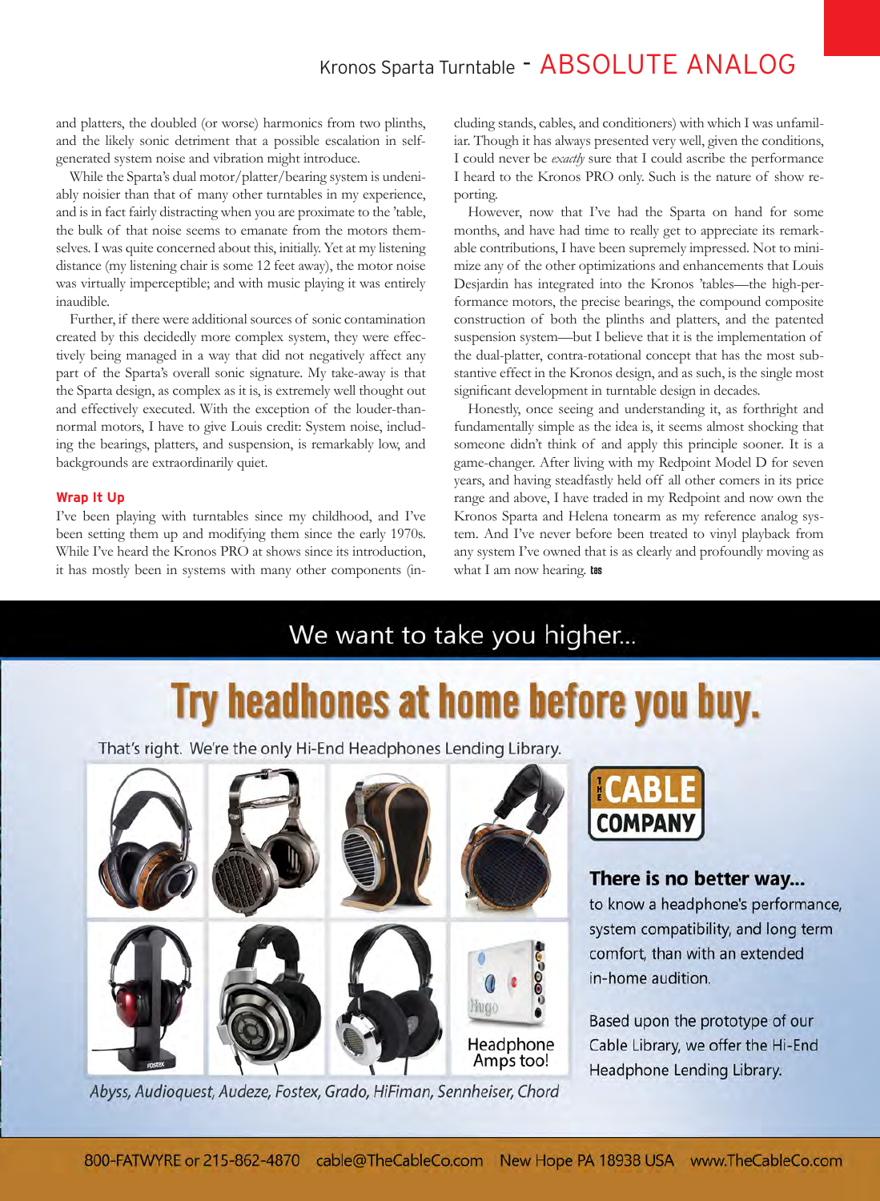and platters, the doubled (or worse) harmonics from two plinths, and the likely sonic detriment that a possible escalation in self-generated system noise and vibration might introduce.

While the Sparta's dual motor/platter/bearing system is undeniably noisier than that of many other turntables in my experience, and is in fact fairly distracting when you are proximate to the 'table, the bulk of that noise seems to emanate from the motors themselves. I was quite concerned about this, initially. Yet at my listening distance (my listening chair is some 12 feet away), the motor noise was virtually imperceptible; and with music playing it was entirely inaudible.

Further, if there were additional sources of sonic contamination created by this decidedly more complex system, they were effectively being managed in a way that did not negatively affect any part of the Sparta's overall sonic signature. My take-away is that the Sparta design, as complex as it is, is extremely well thought out and effectively executed. With the exception of the louder-than-normal motors, I have to give Louis credit: System noise, including the bearings, platters, and suspension, is remarkably low, and backgrounds are extraordinarily quiet.

### Wrap It Up

I've been playing with turntables since my childhood, and I've been setting them up and modifying them since the early 1970s. While I've heard the Kronos PRO at shows since its introduction, it has mostly been in systems with many other components (including stands, cables, and conditioners) with which I was unfamiliar. Though it has always presented very well, given the conditions, I could never be *exactly* sure that I could ascribe the performance I heard to the Kronos PRO only. Such is the nature of show reporting.

However, now that I've had the Sparta on hand for some months, and have had time to really get to appreciate its remarkable contributions, I have been supremely impressed. Not to minimize any of the other optimizations and enhancements that Louis Desjardin has integrated into the Kronos 'tables—the high-performance motors, the precise bearings, the compound composite construction of both the plinths and platters, and the patented suspension system—but I believe that it is the implementation of the dual-platter, contra-rotational concept that has the most substantive effect in the Kronos design, and as such, is the single most significant development in turntable design in decades.

Honestly, once seeing and understanding it, as forthright and fundamentally simple as the idea is, it seems almost shocking that someone didn't think of and apply this principle sooner. It is a game-changer. After living with my Redpoint Model D for seven years, and having steadfastly held off all other comers in its price range and above, I have traded in my Redpoint and now own the Kronos Sparta and Helena tonearm as my reference analog system. And I've never before been treated to vinyl playback from any system I've owned that is as clearly and profoundly moving as what I am now hearing. tas

We want to take you higher...

# Try headhones at home before you buy.

That's right. We're the only Hi-End Headphones Lending Library.

Headphone Amps too!

Abyss, Audioquest, Audeze, Fostex, Grado, HiFiman, Sennheiser, Chord

THE CABLE COMPANY

**There is no better way...** to know a headphone's performance, system compatibility, and long term comfort, than with an extended in-home audition.

Based upon the prototype of our Cable Library, we offer the Hi-End Headphone Lending Library.

800-FATWYRE or 215-862-4870 cable@TheCableCo.com New Hope PA 18938 USA www.TheCableCo.com